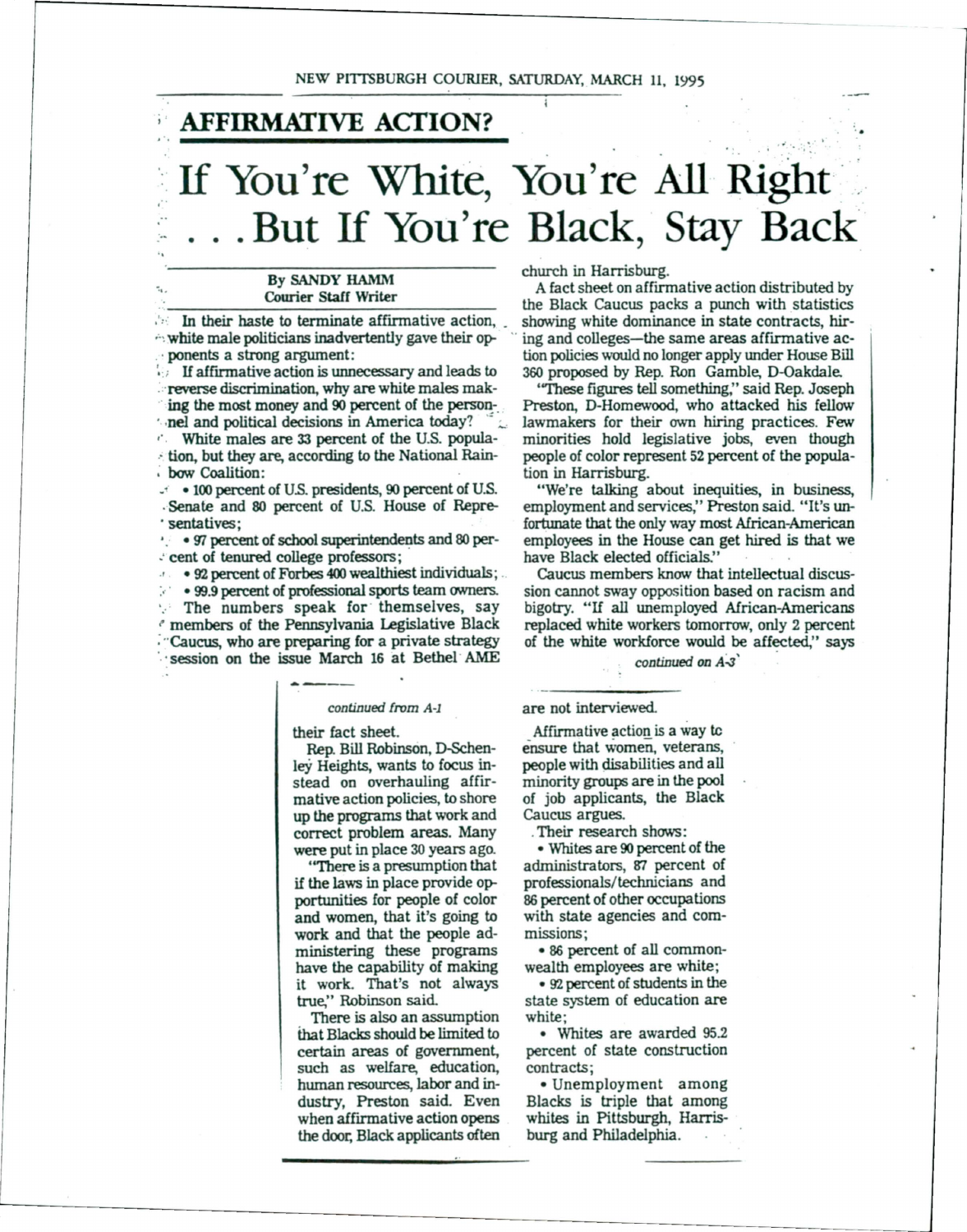NEW PITTSBURGH COURIER, SATURDAY, MARCH 11, 1995

## AFFIRMATIVE ACTION?

# If You're White, You're All Right ...But If You're Black, Stay Back

**By SANDY HAMM**
**Courier Staff Writer**

In their haste to terminate affirmative action, white male politicians inadvertently gave their opponents a strong argument:

If affirmative action is unnecessary and leads to reverse discrimination, why are white males making the most money and 90 percent of the personnel and political decisions in America today?

White males are 33 percent of the U.S. population, but they are, according to the National Rainbow Coalition:

- 100 percent of U.S. presidents, 90 percent of U.S. Senate and 80 percent of U.S. House of Representatives;
- 97 percent of school superintendents and 80 percent of tenured college professors;
- 92 percent of Forbes 400 wealthiest individuals;
- 99.9 percent of professional sports team owners.

The numbers speak for themselves, say members of the Pennsylvania Legislative Black Caucus, who are preparing for a private strategy session on the issue March 16 at Bethel AME church in Harrisburg.

A fact sheet on affirmative action distributed by the Black Caucus packs a punch with statistics showing white dominance in state contracts, hiring and colleges—the same areas affirmative action policies would no longer apply under House Bill 360 proposed by Rep. Ron Gamble, D-Oakdale.

"These figures tell something," said Rep. Joseph Preston, D-Homewood, who attacked his fellow lawmakers for their own hiring practices. Few minorities hold legislative jobs, even though people of color represent 52 percent of the population in Harrisburg.

"We're talking about inequities, in business, employment and services," Preston said. "It's unfortunate that the only way most African-American employees in the House can get hired is that we have Black elected officials."

Caucus members know that intellectual discussion cannot sway opposition based on racism and bigotry. "If all unemployed African-Americans replaced white workers tomorrow, only 2 percent of the white workforce would be affected," says

*continued on A-3*

*continued from A-1*

their fact sheet.

Rep. Bill Robinson, D-Schenley Heights, wants to focus instead on overhauling affirmative action policies, to shore up the programs that work and correct problem areas. Many were put in place 30 years ago.

"There is a presumption that if the laws in place provide opportunities for people of color and women, that it's going to work and that the people administering these programs have the capability of making it work. That's not always true," Robinson said.

There is also an assumption that Blacks should be limited to certain areas of government, such as welfare, education, human resources, labor and industry, Preston said. Even when affirmative action opens the door, Black applicants often are not interviewed.

Affirmative action is a way to ensure that women, veterans, people with disabilities and all minority groups are in the pool of job applicants, the Black Caucus argues.

Their research shows:

- Whites are 90 percent of the administrators, 87 percent of professionals/technicians and 86 percent of other occupations with state agencies and commissions;
- 86 percent of all commonwealth employees are white;
- 92 percent of students in the state system of education are white;
- Whites are awarded 95.2 percent of state construction contracts;
- Unemployment among Blacks is triple that among whites in Pittsburgh, Harrisburg and Philadelphia.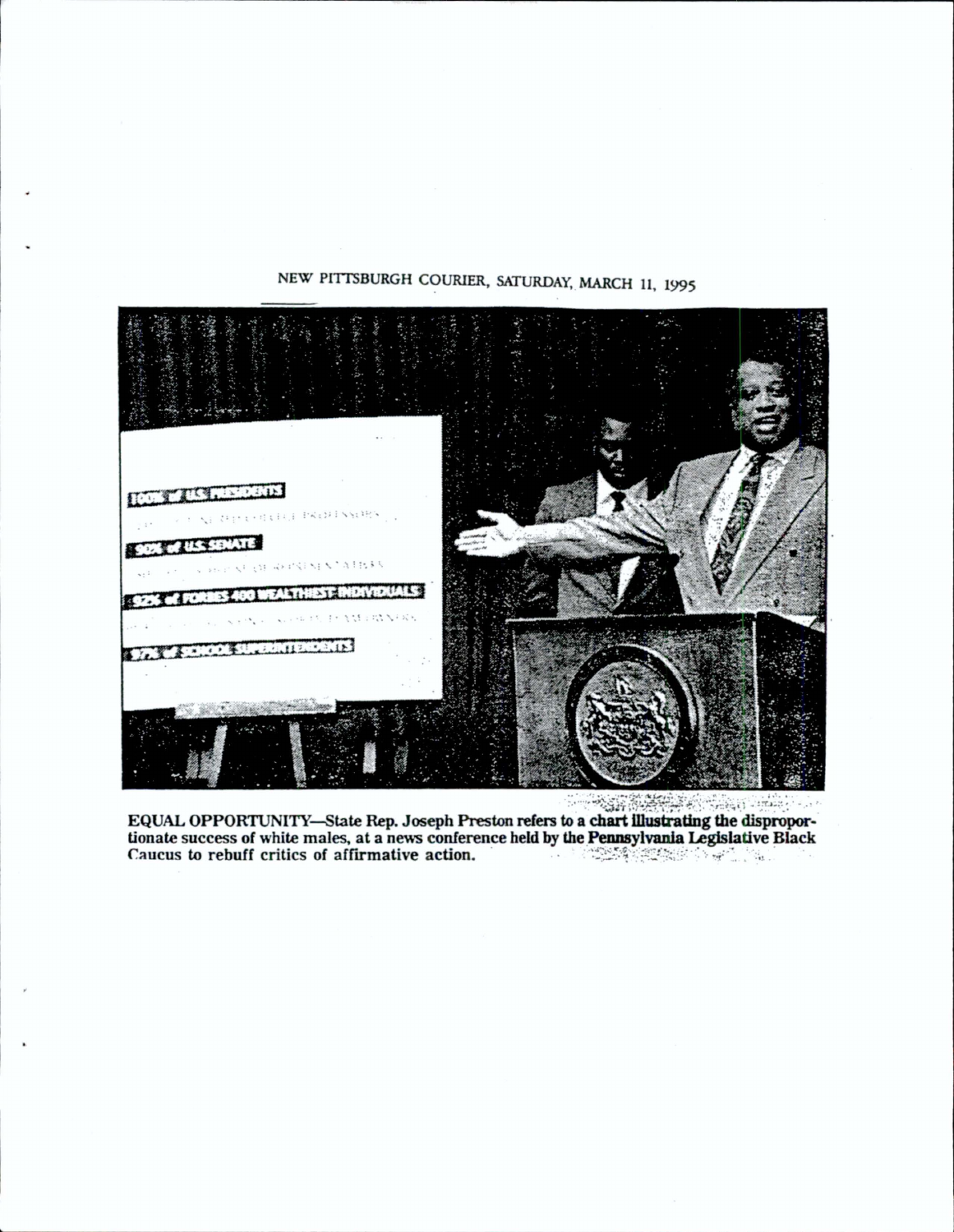NEW PITTSBURGH COURIER, SATURDAY, MARCH 11, 1995

100% of U.S. PRESIDENTS

90% of U.S. SENATE

92% of FORBES 400 WEALTHIEST INDIVIDUALS

97% of SCHOOL SUPERINTENDENTS

**EQUAL OPPORTUNITY—State Rep. Joseph Preston refers to a chart illustrating the disproportionate success of white males, at a news conference held by the Pennsylvania Legislative Black Caucus to rebuff critics of affirmative action.**